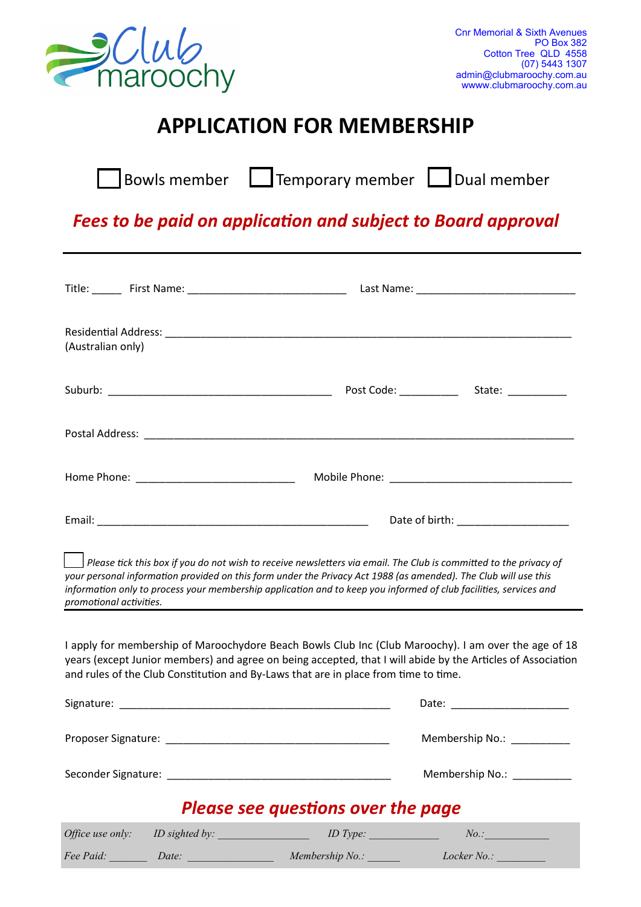Club maroochy

Cnr Memorial & Sixth Avenues
PO Box 382
Cotton Tree QLD 4558
(07) 5443 1307
admin@clubmaroochy.com.au
www.clubmaroochy.com.au

# APPLICATION FOR MEMBERSHIP

☐ Bowls member ☐ Temporary member ☐ Dual member

***Fees to be paid on application and subject to Board approval***

---

Title: _____ First Name: ___________________________ Last Name: ___________________________

Residential Address: ___________________________________________________________________
(Australian only)

Suburb: _______________________________________ Post Code: __________ State: __________

Postal Address: _______________________________________________________________________

Home Phone: ___________________________ Mobile Phone: _______________________________

Email: _______________________________________________ Date of birth: ___________________

☐ *Please tick this box if you do not wish to receive newsletters via email. The Club is committed to the privacy of your personal information provided on this form under the Privacy Act 1988 (as amended). The Club will use this information only to process your membership application and to keep you informed of club facilities, services and promotional activities.*

---

I apply for membership of Maroochydore Beach Bowls Club Inc (Club Maroochy). I am over the age of 18 years (except Junior members) and agree on being accepted, that I will abide by the Articles of Association and rules of the Club Constitution and By-Laws that are in place from time to time.

Signature: _______________________________________________ Date: ____________________

Proposer Signature: _______________________________________ Membership No.: __________

Seconder Signature: _______________________________________ Membership No.: __________

***Please see questions over the page***

*Office use only:* *ID sighted by:* ________________ *ID Type:* ____________ *No.:* ____________

*Fee Paid:* _______ *Date:* _______________ *Membership No.:* ______ *Locker No.:* _________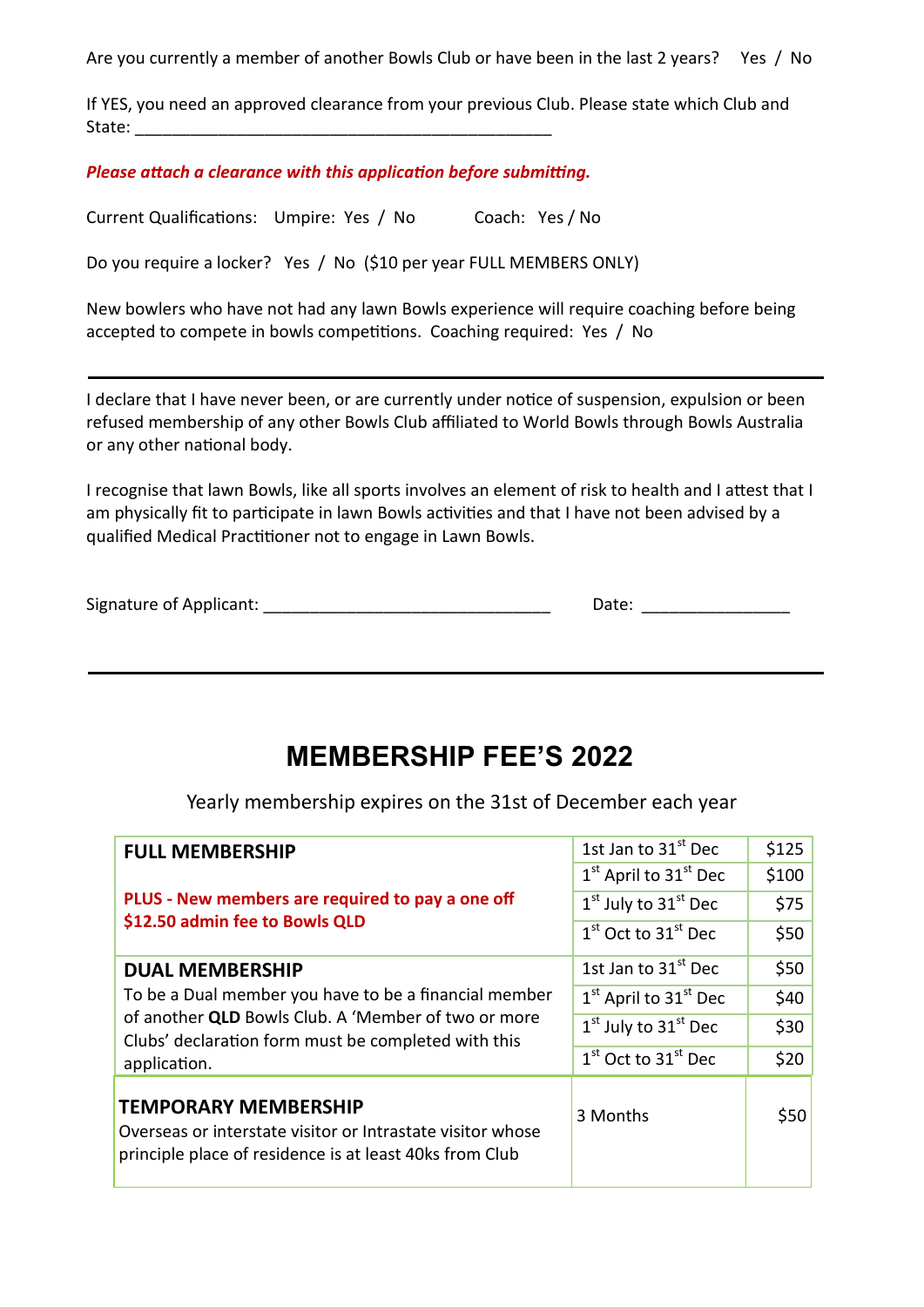Are you currently a member of another Bowls Club or have been in the last 2 years? Yes / No

If YES, you need an approved clearance from your previous Club. Please state which Club and State: ______________________________________________

***Please attach a clearance with this application before submitting.***

Current Qualifications: Umpire: Yes / No Coach: Yes / No

Do you require a locker? Yes / No ($10 per year FULL MEMBERS ONLY)

New bowlers who have not had any lawn Bowls experience will require coaching before being accepted to compete in bowls competitions. Coaching required: Yes / No

---

I declare that I have never been, or are currently under notice of suspension, expulsion or been refused membership of any other Bowls Club affiliated to World Bowls through Bowls Australia or any other national body.

I recognise that lawn Bowls, like all sports involves an element of risk to health and I attest that I am physically fit to participate in lawn Bowls activities and that I have not been advised by a qualified Medical Practitioner not to engage in Lawn Bowls.

Signature of Applicant: ______________________________ Date: ________________

---

# MEMBERSHIP FEE'S 2022

Yearly membership expires on the 31st of December each year

| | | |
|---|---|---|
| **FULL MEMBERSHIP** **PLUS - New members are required to pay a one off $12.50 admin fee to Bowls QLD** | 1st Jan to 31st Dec | $125 |
| | 1st April to 31st Dec | $100 |
| | 1st July to 31st Dec | $75 |
| | 1st Oct to 31st Dec | $50 |
| **DUAL MEMBERSHIP** To be a Dual member you have to be a financial member of another **QLD** Bowls Club. A 'Member of two or more Clubs' declaration form must be completed with this application. | 1st Jan to 31st Dec | $50 |
| | 1st April to 31st Dec | $40 |
| | 1st July to 31st Dec | $30 |
| | 1st Oct to 31st Dec | $20 |
| **TEMPORARY MEMBERSHIP** Overseas or interstate visitor or Intrastate visitor whose principle place of residence is at least 40ks from Club | 3 Months | $50 |